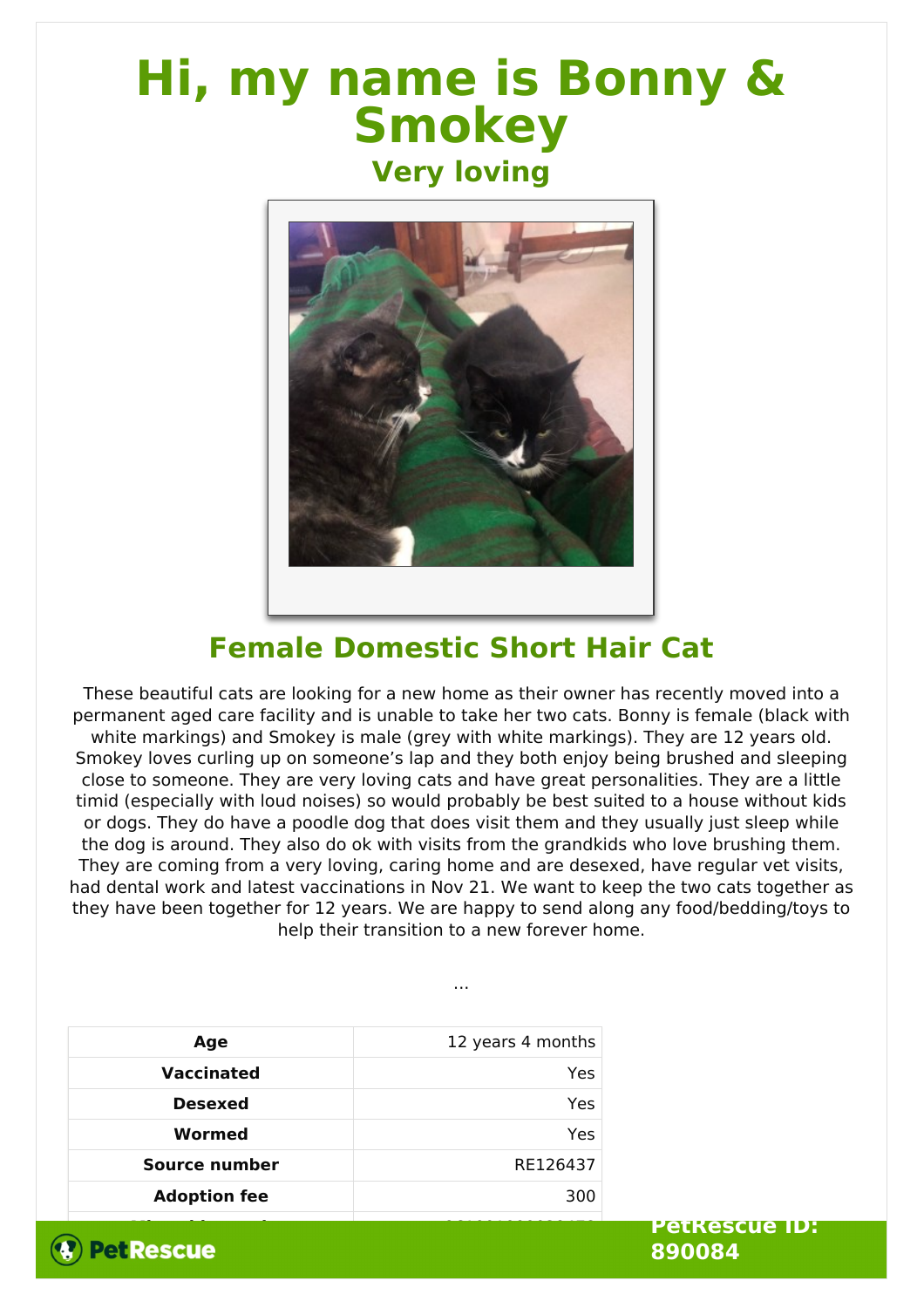# Hi, my name is Bonny & Smokey

## Very loving

## Female Domestic Short Hair Cat

These beautiful cats are looking for a new home as their owner has recently moved into a permanent aged care facility and is unable to take her two cats. Bonny is female (black with white markings) and Smokey is male (grey with white markings). They are 12 years old. Smokey loves curling up on someone's lap and they both enjoy being brushed and sleeping close to someone. They are very loving cats and have great personalities. They are a little timid (especially with loud noises) so would probably be best suited to a house without kids or dogs. They do have a poodle dog that does visit them and they usually just sleep while the dog is around. They also do ok with visits from the grandkids who love brushing them. They are coming from a very loving, caring home and are desexed, have regular vet visits, had dental work and latest vaccinations in Nov 21. We want to keep the two cats together as they have been together for 12 years. We are happy to send along any food/bedding/toys to help their transition to a new forever home.

...

| | |
|---|---|
| **Age** | 12 years 4 months |
| **Vaccinated** | Yes |
| **Desexed** | Yes |
| **Wormed** | Yes |
| **Source number** | RE126437 |
| **Adoption fee** | 300 |

PetRescue ID: 890084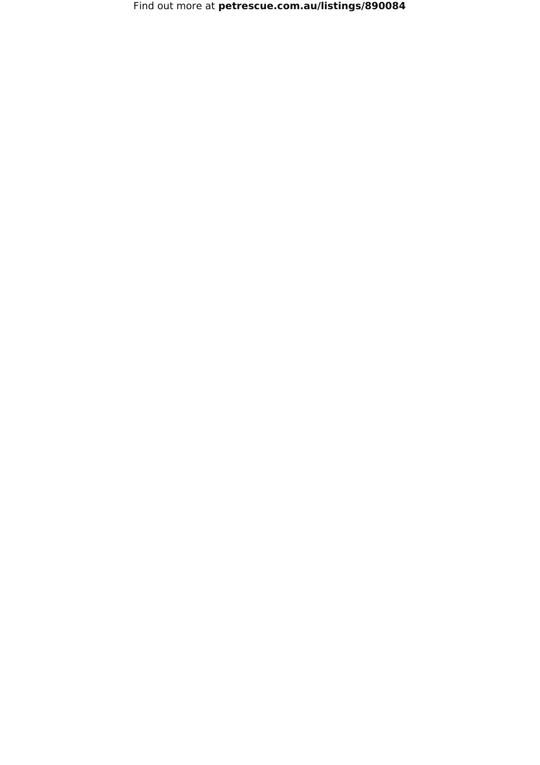Find out more at **petrescue.com.au/listings/890084**